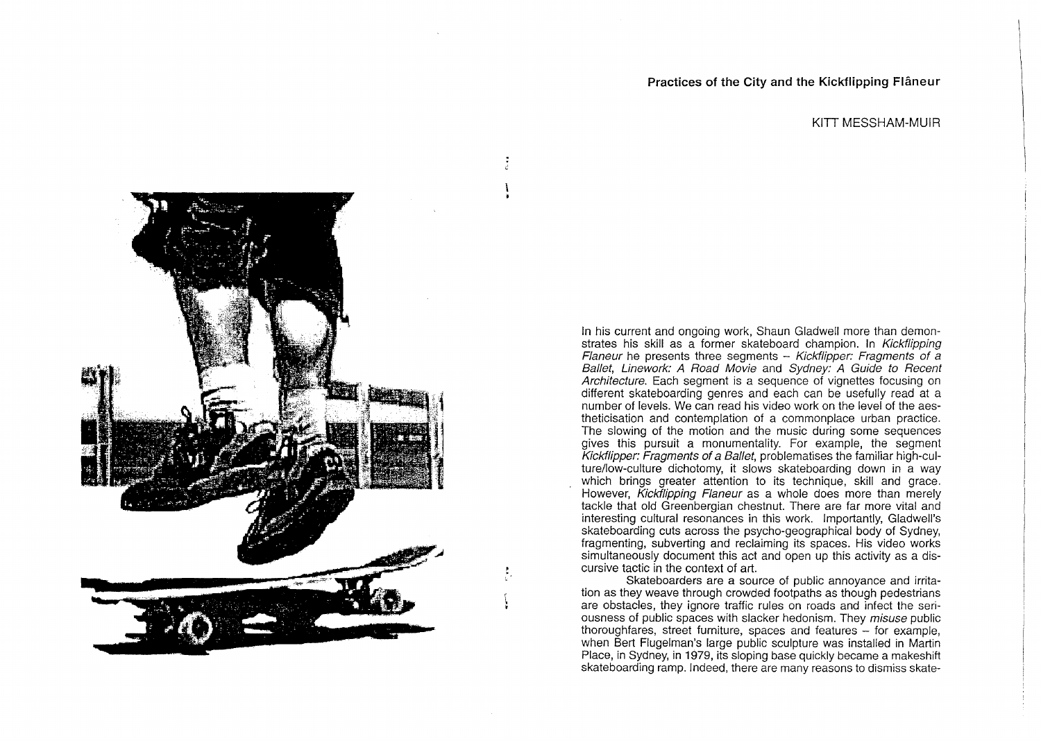# Practices of the City and the Kickflipping Flâneur

KITT MESSHAM-MUIR

In his current and ongoing work, Shaun Gladwell more than demonstrates his skill as a former skateboard champion. In *Kickflipping Flaneur* he presents three segments – *Kickflipper: Fragments of a Ballet*, *Linework: A Road Movie* and *Sydney: A Guide to Recent Architecture*. Each segment is a sequence of vignettes focusing on different skateboarding genres and each can be usefully read at a number of levels. We can read his video work on the level of the aestheticisation and contemplation of a commonplace urban practice. The slowing of the motion and the music during some sequences gives this pursuit a monumentality. For example, the segment *Kickflipper: Fragments of a Ballet*, problematises the familiar high-culture/low-culture dichotomy, it slows skateboarding down in a way which brings greater attention to its technique, skill and grace. However, *Kickflipping Flaneur* as a whole does more than merely tackle that old Greenbergian chestnut. There are far more vital and interesting cultural resonances in this work. Importantly, Gladwell's skateboarding cuts across the psycho-geographical body of Sydney, fragmenting, subverting and reclaiming its spaces. His video works simultaneously document this act and open up this activity as a discursive tactic in the context of art.

Skateboarders are a source of public annoyance and irritation as they weave through crowded footpaths as though pedestrians are obstacles, they ignore traffic rules on roads and infect the seriousness of public spaces with slacker hedonism. They *misuse* public thoroughfares, street furniture, spaces and features – for example, when Bert Flugelman's large public sculpture was installed in Martin Place, in Sydney, in 1979, its sloping base quickly became a makeshift skateboarding ramp. Indeed, there are many reasons to dismiss skate-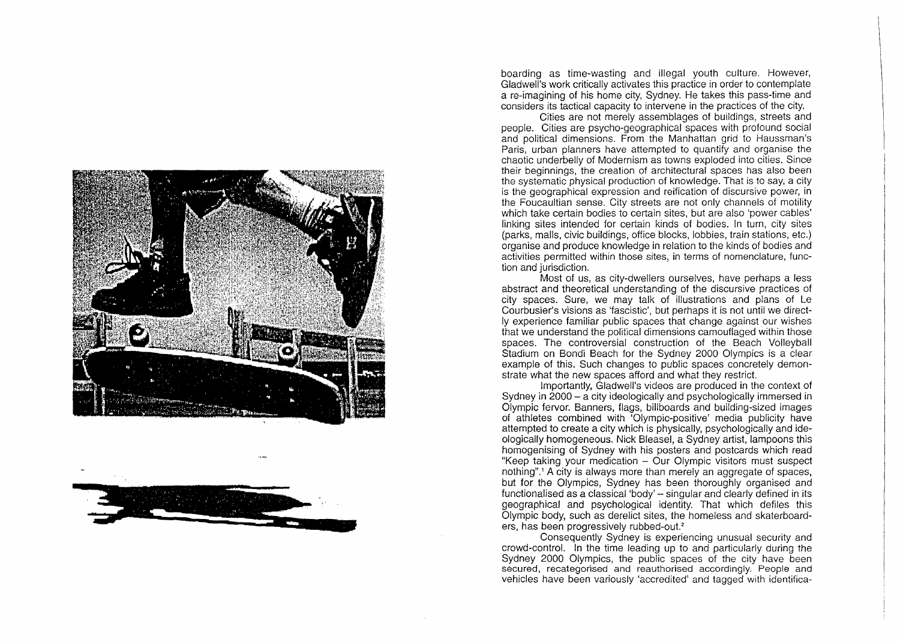boarding as time-wasting and illegal youth culture. However, Gladwell's work critically activates this practice in order to contemplate a re-imagining of his home city, Sydney. He takes this pass-time and considers its tactical capacity to intervene in the practices of the city.

Cities are not merely assemblages of buildings, streets and people. Cities are psycho-geographical spaces with profound social and political dimensions. From the Manhattan grid to Haussman's Paris, urban planners have attempted to quantify and organise the chaotic underbelly of Modernism as towns exploded into cities. Since their beginnings, the creation of architectural spaces has also been the systematic physical production of knowledge. That is to say, a city is the geographical expression and reification of discursive power, in the Foucaultian sense. City streets are not only channels of motility which take certain bodies to certain sites, but are also 'power cables' linking sites intended for certain kinds of bodies. In turn, city sites (parks, malls, civic buildings, office blocks, lobbies, train stations, etc.) organise and produce knowledge in relation to the kinds of bodies and activities permitted within those sites, in terms of nomenclature, function and jurisdiction.

Most of us, as city-dwellers ourselves, have perhaps a less abstract and theoretical understanding of the discursive practices of city spaces. Sure, we may talk of illustrations and plans of Le Courbusier's visions as 'fascistic', but perhaps it is not until we directly experience familiar public spaces that change against our wishes that we understand the political dimensions camouflaged within those spaces. The controversial construction of the Beach Volleyball Stadium on Bondi Beach for the Sydney 2000 Olympics is a clear example of this. Such changes to public spaces concretely demonstrate what the new spaces afford and what they restrict.

Importantly, Gladwell's videos are produced in the context of Sydney in 2000 – a city ideologically and psychologically immersed in Olympic fervor. Banners, flags, billboards and building-sized images of athletes combined with 'Olympic-positive' media publicity have attempted to create a city which is physically, psychologically and ideologically homogeneous. Nick Bleasel, a Sydney artist, lampoons this homogenising of Sydney with his posters and postcards which read "Keep taking your medication – Our Olympic visitors must suspect nothing".[1] A city is always more than merely an aggregate of spaces, but for the Olympics, Sydney has been thoroughly organised and functionalised as a classical 'body' – singular and clearly defined in its geographical and psychological identity. That which defiles this Olympic body, such as derelict sites, the homeless and skaterboarders, has been progressively rubbed-out.[2]

Consequently Sydney is experiencing unusual security and crowd-control. In the time leading up to and particularly during the Sydney 2000 Olympics, the public spaces of the city have been secured, recategorised and reauthorised accordingly. People and vehicles have been variously 'accredited' and tagged with identifica-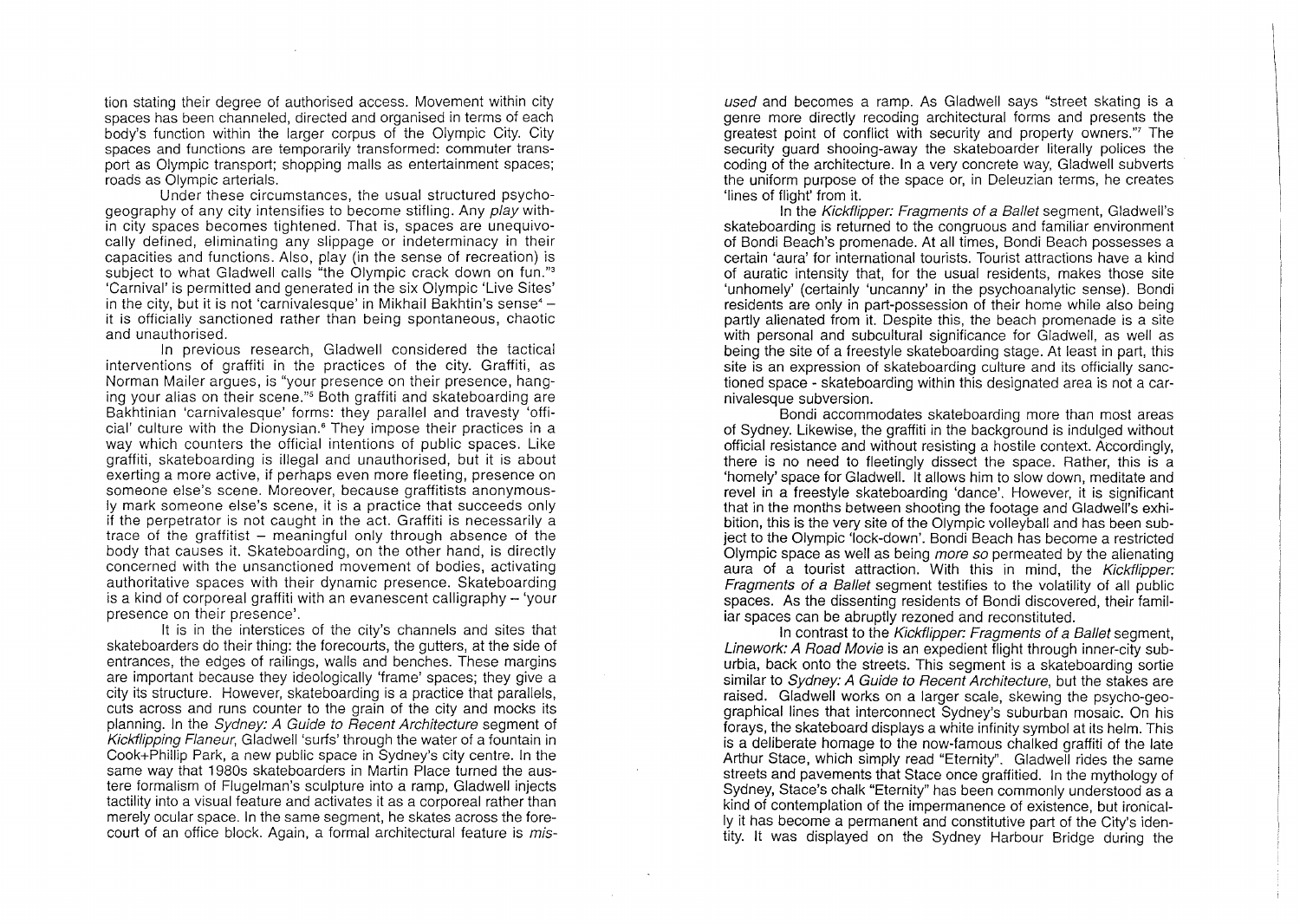tion stating their degree of authorised access. Movement within city spaces has been channeled, directed and organised in terms of each body's function within the larger corpus of the Olympic City. City spaces and functions are temporarily transformed: commuter transport as Olympic transport; shopping malls as entertainment spaces; roads as Olympic arterials.

Under these circumstances, the usual structured psychogeography of any city intensifies to become stifling. Any *play* within city spaces becomes tightened. That is, spaces are unequivocally defined, eliminating any slippage or indeterminacy in their capacities and functions. Also, play (in the sense of recreation) is subject to what Gladwell calls "the Olympic crack down on fun."[3] 'Carnival' is permitted and generated in the six Olympic 'Live Sites' in the city, but it is not 'carnivalesque' in Mikhail Bakhtin's sense[4] – it is officially sanctioned rather than being spontaneous, chaotic and unauthorised.

In previous research, Gladwell considered the tactical interventions of graffiti in the practices of the city. Graffiti, as Norman Mailer argues, is "your presence on their presence, hanging your alias on their scene."[5] Both graffiti and skateboarding are Bakhtinian 'carnivalesque' forms: they parallel and travesty 'official' culture with the Dionysian.[6] They impose their practices in a way which counters the official intentions of public spaces. Like graffiti, skateboarding is illegal and unauthorised, but it is about exerting a more active, if perhaps even more fleeting, presence on someone else's scene. Moreover, because graffitists anonymously mark someone else's scene, it is a practice that succeeds only if the perpetrator is not caught in the act. Graffiti is necessarily a trace of the graffitist – meaningful only through absence of the body that causes it. Skateboarding, on the other hand, is directly concerned with the unsanctioned movement of bodies, activating authoritative spaces with their dynamic presence. Skateboarding is a kind of corporeal graffiti with an evanescent calligraphy – 'your presence on their presence'.

It is in the interstices of the city's channels and sites that skateboarders do their thing: the forecourts, the gutters, at the side of entrances, the edges of railings, walls and benches. These margins are important because they ideologically 'frame' spaces; they give a city its structure. However, skateboarding is a practice that parallels, cuts across and runs counter to the grain of the city and mocks its planning. In the *Sydney: A Guide to Recent Architecture* segment of *Kickflipping Flaneur*, Gladwell 'surfs' through the water of a fountain in Cook+Phillip Park, a new public space in Sydney's city centre. In the same way that 1980s skateboarders in Martin Place turned the austere formalism of Flugelman's sculpture into a ramp, Gladwell injects tactility into a visual feature and activates it as a corporeal rather than merely ocular space. In the same segment, he skates across the forecourt of an office block. Again, a formal architectural feature is *misused* and becomes a ramp. As Gladwell says "street skating is a genre more directly recoding architectural forms and presents the greatest point of conflict with security and property owners."[7] The security guard shooing-away the skateboarder literally polices the coding of the architecture. In a very concrete way, Gladwell subverts the uniform purpose of the space or, in Deleuzian terms, he creates 'lines of flight' from it.

In the *Kickflipper: Fragments of a Ballet* segment, Gladwell's skateboarding is returned to the congruous and familiar environment of Bondi Beach's promenade. At all times, Bondi Beach possesses a certain 'aura' for international tourists. Tourist attractions have a kind of auratic intensity that, for the usual residents, makes those site 'unhomely' (certainly 'uncanny' in the psychoanalytic sense). Bondi residents are only in part-possession of their home while also being partly alienated from it. Despite this, the beach promenade is a site with personal and subcultural significance for Gladwell, as well as being the site of a freestyle skateboarding stage. At least in part, this site is an expression of skateboarding culture and its officially sanctioned space - skateboarding within this designated area is not a carnivalesque subversion.

Bondi accommodates skateboarding more than most areas of Sydney. Likewise, the graffiti in the background is indulged without official resistance and without resisting a hostile context. Accordingly, there is no need to fleetingly dissect the space. Rather, this is a 'homely' space for Gladwell. It allows him to slow down, meditate and revel in a freestyle skateboarding 'dance'. However, it is significant that in the months between shooting the footage and Gladwell's exhibition, this is the very site of the Olympic volleyball and has been subject to the Olympic 'lock-down'. Bondi Beach has become a restricted Olympic space as well as being *more so* permeated by the alienating aura of a tourist attraction. With this in mind, the *Kickflipper: Fragments of a Ballet* segment testifies to the volatility of all public spaces. As the dissenting residents of Bondi discovered, their familiar spaces can be abruptly rezoned and reconstituted.

In contrast to the *Kickflipper: Fragments of a Ballet* segment, *Linework: A Road Movie* is an expedient flight through inner-city suburbia, back onto the streets. This segment is a skateboarding sortie similar to *Sydney: A Guide to Recent Architecture*, but the stakes are raised. Gladwell works on a larger scale, skewing the psycho-geographical lines that interconnect Sydney's suburban mosaic. On his forays, the skateboard displays a white infinity symbol at its helm. This is a deliberate homage to the now-famous chalked graffiti of the late Arthur Stace, which simply read "Eternity". Gladwell rides the same streets and pavements that Stace once graffitied. In the mythology of Sydney, Stace's chalk "Eternity" has been commonly understood as a kind of contemplation of the impermanence of existence, but ironically it has become a permanent and constitutive part of the City's identity. It was displayed on the Sydney Harbour Bridge during the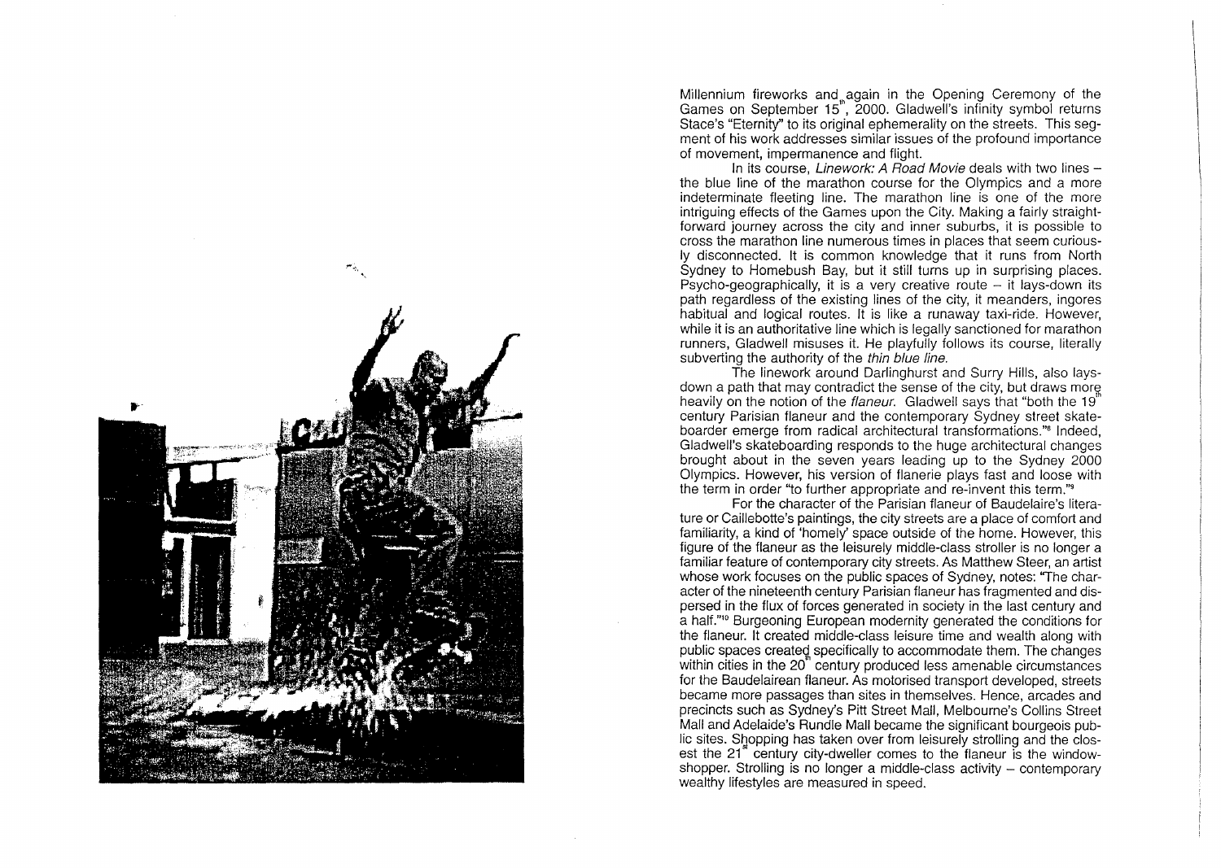Millennium fireworks and again in the Opening Ceremony of the Games on September 15th, 2000. Gladwell's infinity symbol returns Stace's "Eternity" to its original ephemerality on the streets. This segment of his work addresses similar issues of the profound importance of movement, impermanence and flight.

In its course, *Linework: A Road Movie* deals with two lines – the blue line of the marathon course for the Olympics and a more indeterminate fleeting line. The marathon line is one of the more intriguing effects of the Games upon the City. Making a fairly straightforward journey across the city and inner suburbs, it is possible to cross the marathon line numerous times in places that seem curiously disconnected. It is common knowledge that it runs from North Sydney to Homebush Bay, but it still turns up in surprising places. Psycho-geographically, it is a very creative route – it lays-down its path regardless of the existing lines of the city, it meanders, ingores habitual and logical routes. It is like a runaway taxi-ride. However, while it is an authoritative line which is legally sanctioned for marathon runners, Gladwell misuses it. He playfully follows its course, literally subverting the authority of the *thin blue line.*

The linework around Darlinghurst and Surry Hills, also lays-down a path that may contradict the sense of the city, but draws more heavily on the notion of the *flaneur.* Gladwell says that "both the 19th century Parisian flaneur and the contemporary Sydney street skateboarder emerge from radical architectural transformations."[8] Indeed, Gladwell's skateboarding responds to the huge architectural changes brought about in the seven years leading up to the Sydney 2000 Olympics. However, his version of flanerie plays fast and loose with the term in order "to further appropriate and re-invent this term."[9]

For the character of the Parisian flaneur of Baudelaire's literature or Caillebotte's paintings, the city streets are a place of comfort and familiarity, a kind of 'homely' space outside of the home. However, this figure of the flaneur as the leisurely middle-class stroller is no longer a familiar feature of contemporary city streets. As Matthew Steer, an artist whose work focuses on the public spaces of Sydney, notes: "The character of the nineteenth century Parisian flaneur has fragmented and dispersed in the flux of forces generated in society in the last century and a half."[10] Burgeoning European modernity generated the conditions for the flaneur. It created middle-class leisure time and wealth along with public spaces created specifically to accommodate them. The changes within cities in the 20th century produced less amenable circumstances for the Baudelairean flaneur. As motorised transport developed, streets became more passages than sites in themselves. Hence, arcades and precincts such as Sydney's Pitt Street Mall, Melbourne's Collins Street Mall and Adelaide's Rundle Mall became the significant bourgeois public sites. Shopping has taken over from leisurely strolling and the closest the 21st century city-dweller comes to the flaneur is the window-shopper. Strolling is no longer a middle-class activity – contemporary wealthy lifestyles are measured in speed.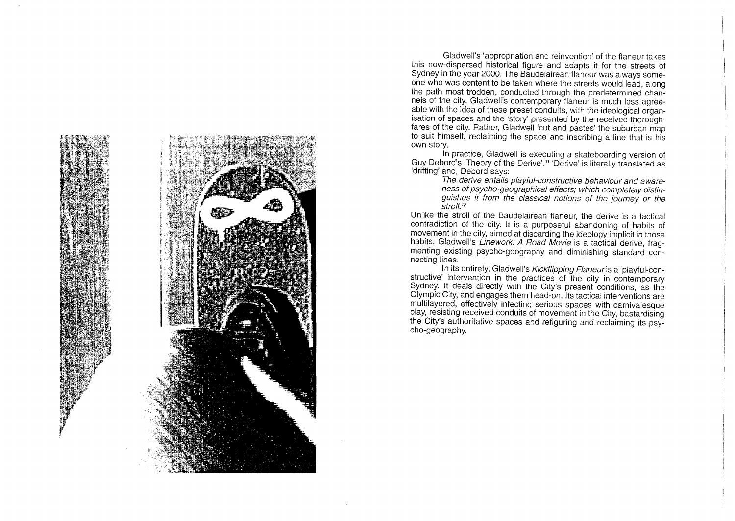Gladwell's 'appropriation and reinvention' of the flaneur takes this now-dispersed historical figure and adapts it for the streets of Sydney in the year 2000. The Baudelairean flaneur was always someone who was content to be taken where the streets would lead, along the path most trodden, conducted through the predetermined channels of the city. Gladwell's contemporary flaneur is much less agreeable with the idea of these preset conduits, with the ideological organisation of spaces and the 'story' presented by the received thoroughfares of the city. Rather, Gladwell 'cut and pastes' the suburban map to suit himself, reclaiming the space and inscribing a line that is his own story.

In practice, Gladwell is executing a skateboarding version of Guy Debord's 'Theory of the Derive'.[11] 'Derive' is literally translated as 'drifting' and, Debord says:

> *The derive entails playful-constructive behaviour and awareness of psycho-geographical effects; which completely distinguishes it from the classical notions of the journey or the stroll.*[12]

Unlike the stroll of the Baudelairean flaneur, the derive is a tactical contradiction of the city. It is a purposeful abandoning of habits of movement in the city, aimed at discarding the ideology implicit in those habits. Gladwell's *Linework: A Road Movie* is a tactical derive, fragmenting existing psycho-geography and diminishing standard connecting lines.

In its entirety, Gladwell's *Kickflipping Flaneur* is a 'playful-constructive' intervention in the practices of the city in contemporary Sydney. It deals directly with the City's present conditions, as the Olympic City, and engages them head-on. Its tactical interventions are multilayered, effectively infecting serious spaces with carnivalesque play, resisting received conduits of movement in the City, bastardising the City's authoritative spaces and refiguring and reclaiming its psycho-geography.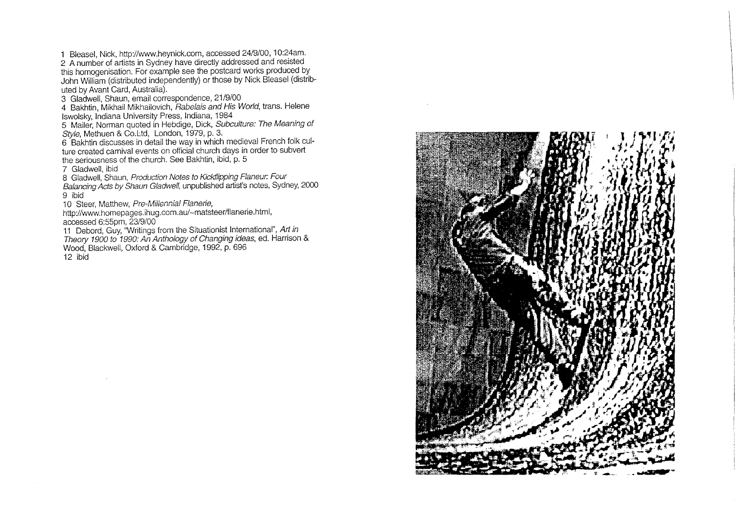1 Bleasel, Nick, http://www.heynick.com, accessed 24/9/00, 10:24am.
2 A number of artists in Sydney have directly addressed and resisted this homogenisation. For example see the postcard works produced by John William (distributed independently) or those by Nick Bleasel (distributed by Avant Card, Australia).
3 Gladwell, Shaun, email correspondence, 21/9/00
4 Bakhtin, Mikhail Mikhailovich, *Rabelais and His World*, trans. Helene Iswolsky, Indiana University Press, Indiana, 1984
5 Mailer, Norman quoted in Hebdige, Dick, *Subculture: The Meaning of Style*, Methuen & Co.Ltd, London, 1979, p. 3.
6 Bakhtin discusses in detail the way in which medieval French folk culture created carnival events on official church days in order to subvert the seriousness of the church. See Bakhtin, ibid, p. 5
7 Gladwell, ibid
8 Gladwell, Shaun, *Production Notes to Kickflipping Flaneur: Four Balancing Acts by Shaun Gladwell*, unpublished artist's notes, Sydney, 2000
9 ibid
10 Steer, Matthew, *Pre-Millennial Flanerie*, http://www.homepages.ihug.com.au/~matsteer/flanerie.html, accessed 6:55pm, 23/9/00
11 Debord, Guy, "Writings from the Situationist International", *Art in Theory 1900 to 1990: An Anthology of Changing ideas*, ed. Harrison & Wood, Blackwell, Oxford & Cambridge, 1992, p. 696
12 ibid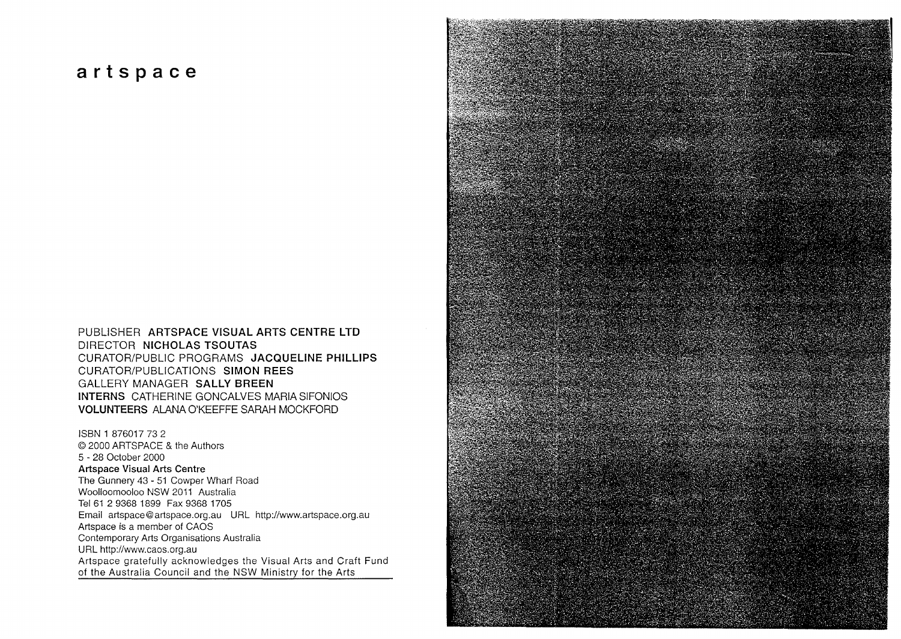# artspace

PUBLISHER **ARTSPACE VISUAL ARTS CENTRE LTD**
DIRECTOR **NICHOLAS TSOUTAS**
CURATOR/PUBLIC PROGRAMS **JACQUELINE PHILLIPS**
CURATOR/PUBLICATIONS **SIMON REES**
GALLERY MANAGER **SALLY BREEN**
**INTERNS** CATHERINE GONCALVES MARIA SIFONIOS
**VOLUNTEERS** ALANA O'KEEFFE SARAH MOCKFORD

ISBN 1 876017 73 2
© 2000 ARTSPACE & the Authors
5 - 28 October 2000
**Artspace Visual Arts Centre**
The Gunnery 43 - 51 Cowper Wharf Road
Woolloomooloo NSW 2011 Australia
Tel 61 2 9368 1899 Fax 9368 1705
Email artspace@artspace.org.au URL http://www.artspace.org.au
Artspace is a member of CAOS
Contemporary Arts Organisations Australia
URL http://www.caos.org.au
Artspace gratefully acknowledges the Visual Arts and Craft Fund of the Australia Council and the NSW Ministry for the Arts